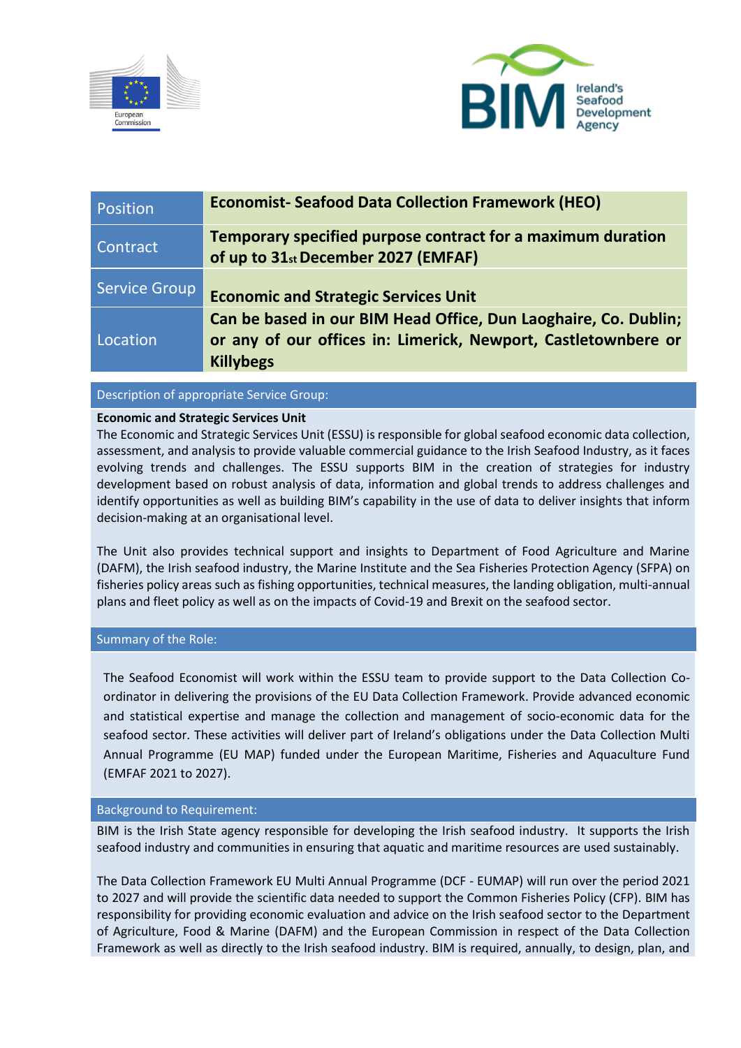| Position | Economist- Seafood Data Collection Framework (HEO) |
| --- | --- |
| Contract | **Temporary specified purpose contract for a maximum duration of up to 31st December 2027 (EMFAF)** |
| Service Group | **Economic and Strategic Services Unit** |
| Location | **Can be based in our BIM Head Office, Dun Laoghaire, Co. Dublin; or any of our offices in: Limerick, Newport, Castletownbere or Killybegs** |

## Description of appropriate Service Group:

**Economic and Strategic Services Unit**

The Economic and Strategic Services Unit (ESSU) is responsible for global seafood economic data collection, assessment, and analysis to provide valuable commercial guidance to the Irish Seafood Industry, as it faces evolving trends and challenges. The ESSU supports BIM in the creation of strategies for industry development based on robust analysis of data, information and global trends to address challenges and identify opportunities as well as building BIM's capability in the use of data to deliver insights that inform decision-making at an organisational level.

The Unit also provides technical support and insights to Department of Food Agriculture and Marine (DAFM), the Irish seafood industry, the Marine Institute and the Sea Fisheries Protection Agency (SFPA) on fisheries policy areas such as fishing opportunities, technical measures, the landing obligation, multi-annual plans and fleet policy as well as on the impacts of Covid-19 and Brexit on the seafood sector.

## Summary of the Role:

The Seafood Economist will work within the ESSU team to provide support to the Data Collection Co-ordinator in delivering the provisions of the EU Data Collection Framework. Provide advanced economic and statistical expertise and manage the collection and management of socio-economic data for the seafood sector. These activities will deliver part of Ireland's obligations under the Data Collection Multi Annual Programme (EU MAP) funded under the European Maritime, Fisheries and Aquaculture Fund (EMFAF 2021 to 2027).

## Background to Requirement:

BIM is the Irish State agency responsible for developing the Irish seafood industry. It supports the Irish seafood industry and communities in ensuring that aquatic and maritime resources are used sustainably.

The Data Collection Framework EU Multi Annual Programme (DCF - EUMAP) will run over the period 2021 to 2027 and will provide the scientific data needed to support the Common Fisheries Policy (CFP). BIM has responsibility for providing economic evaluation and advice on the Irish seafood sector to the Department of Agriculture, Food & Marine (DAFM) and the European Commission in respect of the Data Collection Framework as well as directly to the Irish seafood industry. BIM is required, annually, to design, plan, and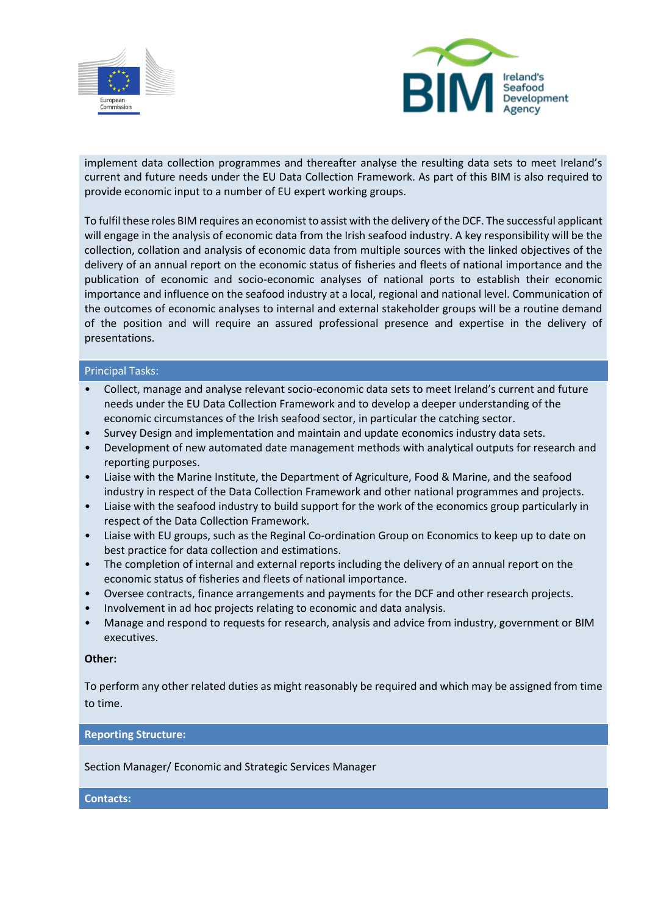implement data collection programmes and thereafter analyse the resulting data sets to meet Ireland's current and future needs under the EU Data Collection Framework. As part of this BIM is also required to provide economic input to a number of EU expert working groups.

To fulfil these roles BIM requires an economist to assist with the delivery of the DCF. The successful applicant will engage in the analysis of economic data from the Irish seafood industry. A key responsibility will be the collection, collation and analysis of economic data from multiple sources with the linked objectives of the delivery of an annual report on the economic status of fisheries and fleets of national importance and the publication of economic and socio-economic analyses of national ports to establish their economic importance and influence on the seafood industry at a local, regional and national level. Communication of the outcomes of economic analyses to internal and external stakeholder groups will be a routine demand of the position and will require an assured professional presence and expertise in the delivery of presentations.

## Principal Tasks:

- Collect, manage and analyse relevant socio-economic data sets to meet Ireland's current and future needs under the EU Data Collection Framework and to develop a deeper understanding of the economic circumstances of the Irish seafood sector, in particular the catching sector.
- Survey Design and implementation and maintain and update economics industry data sets.
- Development of new automated date management methods with analytical outputs for research and reporting purposes.
- Liaise with the Marine Institute, the Department of Agriculture, Food & Marine, and the seafood industry in respect of the Data Collection Framework and other national programmes and projects.
- Liaise with the seafood industry to build support for the work of the economics group particularly in respect of the Data Collection Framework.
- Liaise with EU groups, such as the Reginal Co-ordination Group on Economics to keep up to date on best practice for data collection and estimations.
- The completion of internal and external reports including the delivery of an annual report on the economic status of fisheries and fleets of national importance.
- Oversee contracts, finance arrangements and payments for the DCF and other research projects.
- Involvement in ad hoc projects relating to economic and data analysis.
- Manage and respond to requests for research, analysis and advice from industry, government or BIM executives.

**Other:**

To perform any other related duties as might reasonably be required and which may be assigned from time to time.

## Reporting Structure:

Section Manager/ Economic and Strategic Services Manager

## Contacts: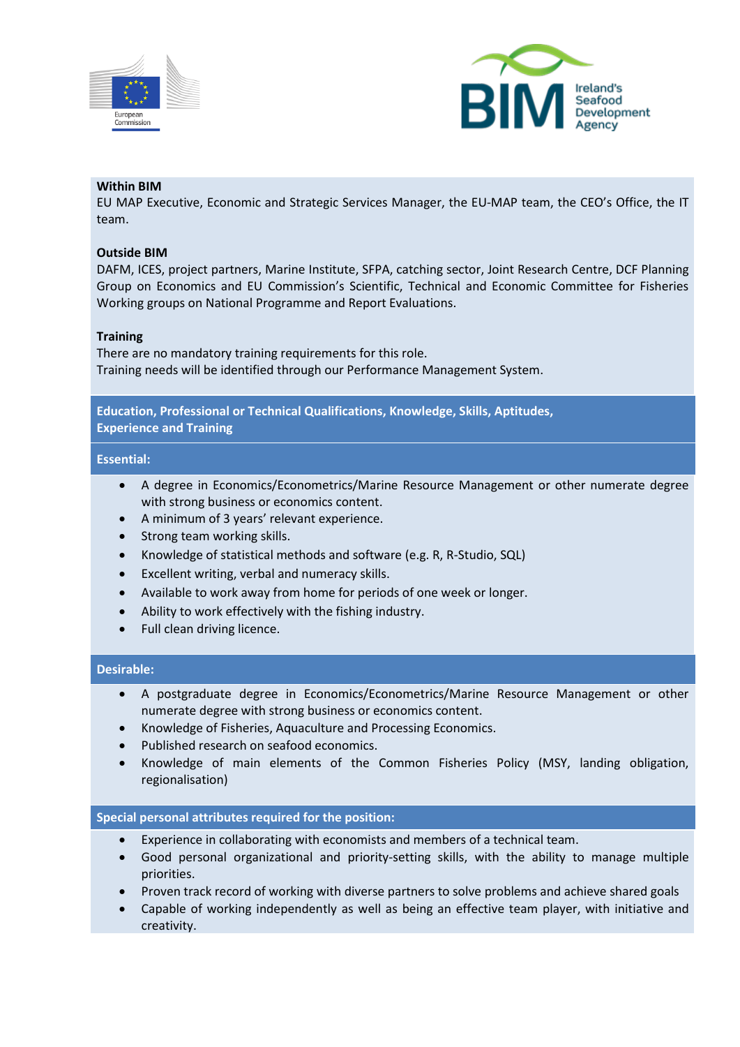**Within BIM**

EU MAP Executive, Economic and Strategic Services Manager, the EU-MAP team, the CEO's Office, the IT team.

**Outside BIM**

DAFM, ICES, project partners, Marine Institute, SFPA, catching sector, Joint Research Centre, DCF Planning Group on Economics and EU Commission's Scientific, Technical and Economic Committee for Fisheries Working groups on National Programme and Report Evaluations.

**Training**

There are no mandatory training requirements for this role.
Training needs will be identified through our Performance Management System.

## Education, Professional or Technical Qualifications, Knowledge, Skills, Aptitudes, Experience and Training

### Essential:

- A degree in Economics/Econometrics/Marine Resource Management or other numerate degree with strong business or economics content.
- A minimum of 3 years' relevant experience.
- Strong team working skills.
- Knowledge of statistical methods and software (e.g. R, R-Studio, SQL)
- Excellent writing, verbal and numeracy skills.
- Available to work away from home for periods of one week or longer.
- Ability to work effectively with the fishing industry.
- Full clean driving licence.

### Desirable:

- A postgraduate degree in Economics/Econometrics/Marine Resource Management or other numerate degree with strong business or economics content.
- Knowledge of Fisheries, Aquaculture and Processing Economics.
- Published research on seafood economics.
- Knowledge of main elements of the Common Fisheries Policy (MSY, landing obligation, regionalisation)

### Special personal attributes required for the position:

- Experience in collaborating with economists and members of a technical team.
- Good personal organizational and priority-setting skills, with the ability to manage multiple priorities.
- Proven track record of working with diverse partners to solve problems and achieve shared goals
- Capable of working independently as well as being an effective team player, with initiative and creativity.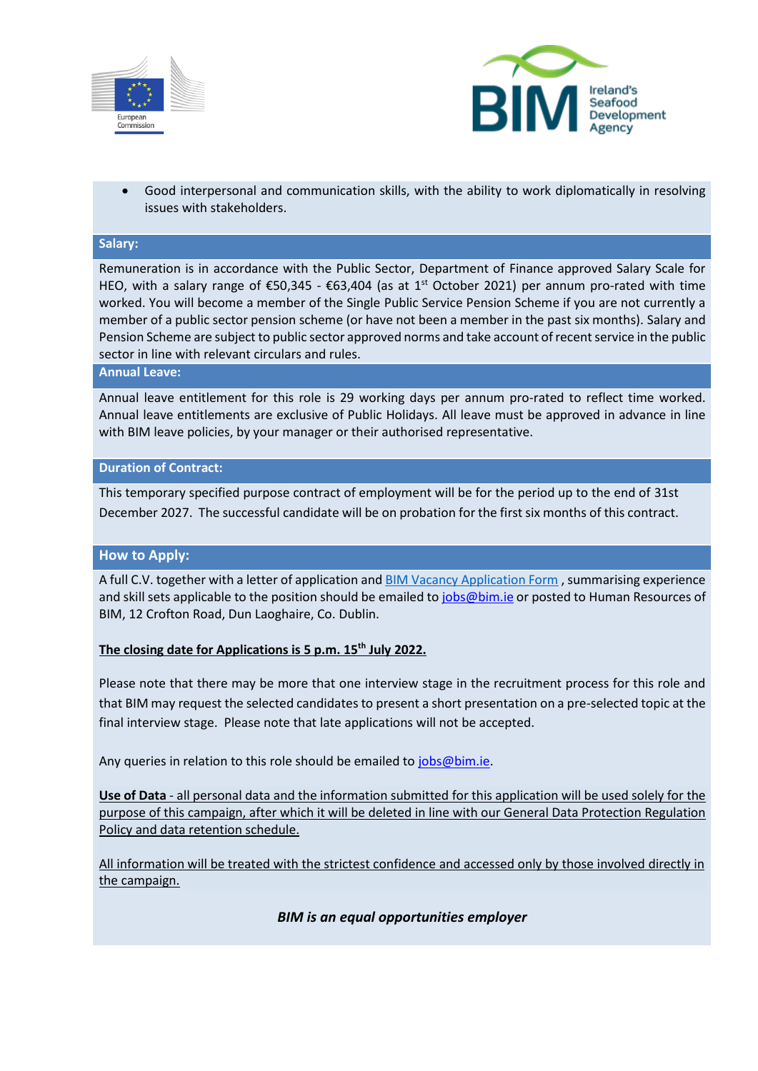- Good interpersonal and communication skills, with the ability to work diplomatically in resolving issues with stakeholders.

## Salary:

Remuneration is in accordance with the Public Sector, Department of Finance approved Salary Scale for HEO, with a salary range of €50,345 - €63,404 (as at 1st October 2021) per annum pro-rated with time worked. You will become a member of the Single Public Service Pension Scheme if you are not currently a member of a public sector pension scheme (or have not been a member in the past six months). Salary and Pension Scheme are subject to public sector approved norms and take account of recent service in the public sector in line with relevant circulars and rules.

## Annual Leave:

Annual leave entitlement for this role is 29 working days per annum pro-rated to reflect time worked. Annual leave entitlements are exclusive of Public Holidays. All leave must be approved in advance in line with BIM leave policies, by your manager or their authorised representative.

## Duration of Contract:

This temporary specified purpose contract of employment will be for the period up to the end of 31st December 2027. The successful candidate will be on probation for the first six months of this contract.

## How to Apply:

A full C.V. together with a letter of application and BIM Vacancy Application Form , summarising experience and skill sets applicable to the position should be emailed to jobs@bim.ie or posted to Human Resources of BIM, 12 Crofton Road, Dun Laoghaire, Co. Dublin.

**The closing date for Applications is 5 p.m. 15th July 2022.**

Please note that there may be more that one interview stage in the recruitment process for this role and that BIM may request the selected candidates to present a short presentation on a pre-selected topic at the final interview stage. Please note that late applications will not be accepted.

Any queries in relation to this role should be emailed to jobs@bim.ie.

**Use of Data** - all personal data and the information submitted for this application will be used solely for the purpose of this campaign, after which it will be deleted in line with our General Data Protection Regulation Policy and data retention schedule.

All information will be treated with the strictest confidence and accessed only by those involved directly in the campaign.

***BIM is an equal opportunities employer***